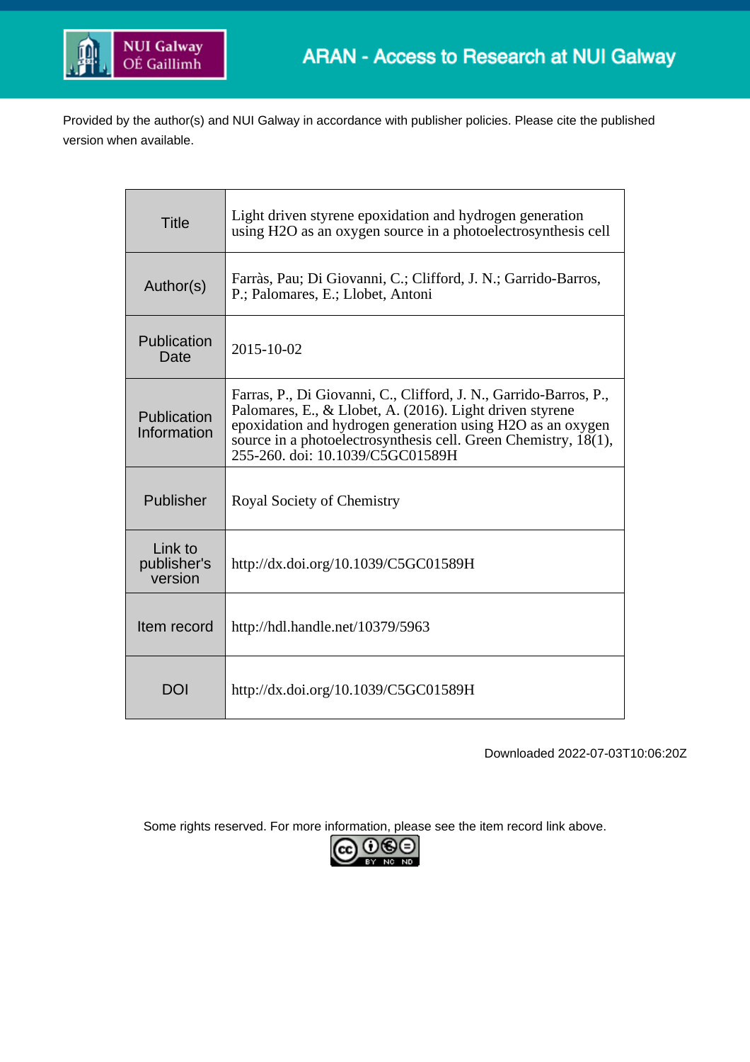Provided by the author(s) and NUI Galway in accordance with publisher policies. Please cite the published version when available.

| | |
|---|---|
| Title | Light driven styrene epoxidation and hydrogen generation using H2O as an oxygen source in a photoelectrosynthesis cell |
| Author(s) | Farràs, Pau; Di Giovanni, C.; Clifford, J. N.; Garrido-Barros, P.; Palomares, E.; Llobet, Antoni |
| Publication Date | 2015-10-02 |
| Publication Information | Farras, P., Di Giovanni, C., Clifford, J. N., Garrido-Barros, P., Palomares, E., & Llobet, A. (2016). Light driven styrene epoxidation and hydrogen generation using H2O as an oxygen source in a photoelectrosynthesis cell. Green Chemistry, 18(1), 255-260. doi: 10.1039/C5GC01589H |
| Publisher | Royal Society of Chemistry |
| Link to publisher's version | http://dx.doi.org/10.1039/C5GC01589H |
| Item record | http://hdl.handle.net/10379/5963 |
| DOI | http://dx.doi.org/10.1039/C5GC01589H |

Downloaded 2022-07-03T10:06:20Z

Some rights reserved. For more information, please see the item record link above.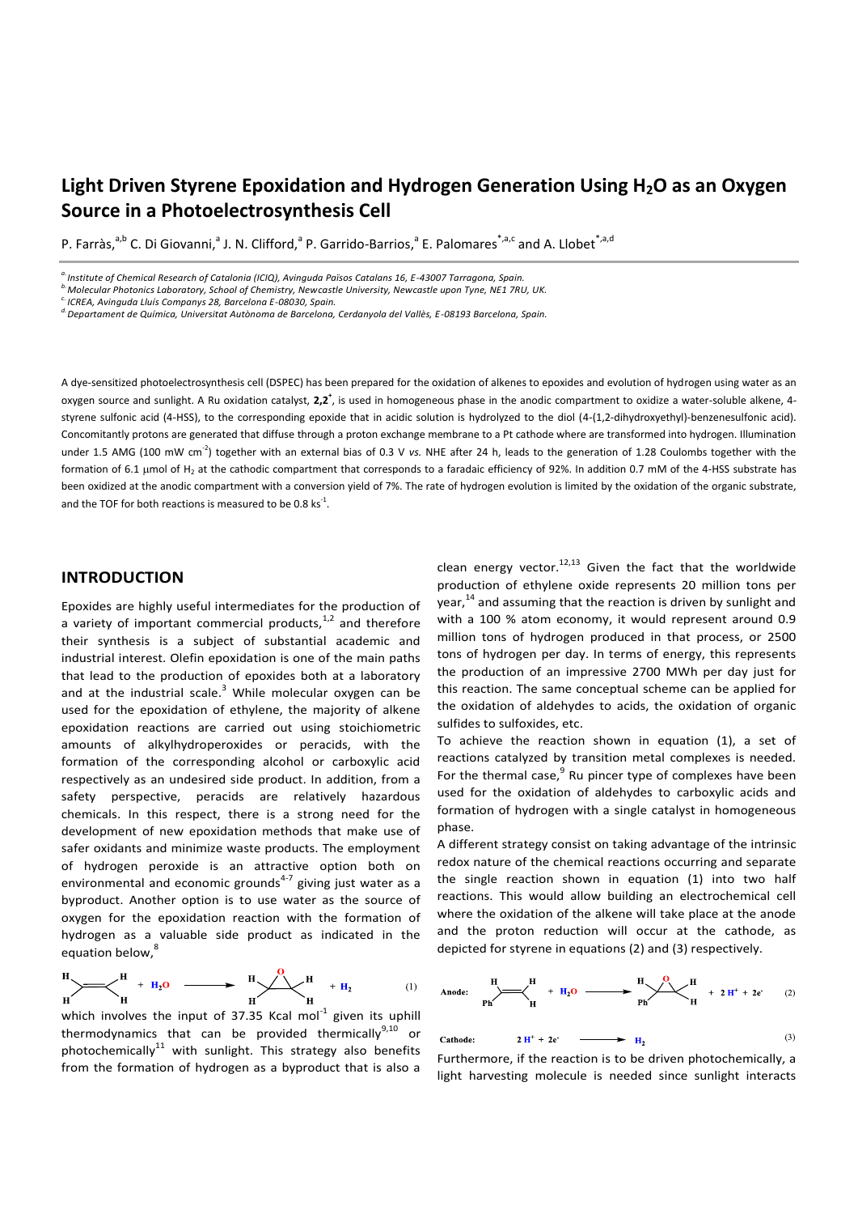# Light Driven Styrene Epoxidation and Hydrogen Generation Using $H_2O$ as an Oxygen Source in a Photoelectrosynthesis Cell

P. Farràs,[a,b] C. Di Giovanni,[a] J. N. Clifford,[a] P. Garrido-Barrios,[a] E. Palomares[*,a,c] and A. Llobet[*,a,d]

[a] Institute of Chemical Research of Catalonia (ICIQ), Avinguda Països Catalans 16, E-43007 Tarragona, Spain.
[b] Molecular Photonics Laboratory, School of Chemistry, Newcastle University, Newcastle upon Tyne, NE1 7RU, UK.
[c] ICREA, Avinguda Lluís Companys 28, Barcelona E-08030, Spain.
[d] Departament de Química, Universitat Autònoma de Barcelona, Cerdanyola del Vallès, E-08193 Barcelona, Spain.

A dye-sensitized photoelectrosynthesis cell (DSPEC) has been prepared for the oxidation of alkenes to epoxides and evolution of hydrogen using water as an oxygen source and sunlight. A Ru oxidation catalyst, **2,2⁺**, is used in homogeneous phase in the anodic compartment to oxidize a water-soluble alkene, 4-styrene sulfonic acid (4-HSS), to the corresponding epoxide that in acidic solution is hydrolyzed to the diol (4-(1,2-dihydroxyethyl)-benzenesulfonic acid). Concomitantly protons are generated that diffuse through a proton exchange membrane to a Pt cathode where are transformed into hydrogen. Illumination under 1.5 AMG (100 mW cm$^{-2}$) together with an external bias of 0.3 V *vs.* NHE after 24 h, leads to the generation of 1.28 Coulombs together with the formation of 6.1 μmol of $H_2$ at the cathodic compartment that corresponds to a faradaic efficiency of 92%. In addition 0.7 mM of the 4-HSS substrate has been oxidized at the anodic compartment with a conversion yield of 7%. The rate of hydrogen evolution is limited by the oxidation of the organic substrate, and the TOF for both reactions is measured to be 0.8 ks$^{-1}$.

## INTRODUCTION

Epoxides are highly useful intermediates for the production of a variety of important commercial products,[1,2] and therefore their synthesis is a subject of substantial academic and industrial interest. Olefin epoxidation is one of the main paths that lead to the production of epoxides both at a laboratory and at the industrial scale.[3] While molecular oxygen can be used for the epoxidation of ethylene, the majority of alkene epoxidation reactions are carried out using stoichiometric amounts of alkylhydroperoxides or peracids, with the formation of the corresponding alcohol or carboxylic acid respectively as an undesired side product. In addition, from a safety perspective, peracids are relatively hazardous chemicals. In this respect, there is a strong need for the development of new epoxidation methods that make use of safer oxidants and minimize waste products. The employment of hydrogen peroxide is an attractive option both on environmental and economic grounds[4-7] giving just water as a byproduct. Another option is to use water as the source of oxygen for the epoxidation reaction with the formation of hydrogen as a valuable side product as indicated in the equation below,[8]

$$H_2C{=}CH_2 + H_2O \longrightarrow \text{ethylene oxide} + H_2 \qquad (1)$$

which involves the input of 37.35 Kcal mol$^{-1}$ given its uphill thermodynamics that can be provided thermally[9,10] or photochemically[11] with sunlight. This strategy also benefits from the formation of hydrogen as a byproduct that is also a clean energy vector.[12,13] Given the fact that the worldwide production of ethylene oxide represents 20 million tons per year,[14] and assuming that the reaction is driven by sunlight and with a 100 % atom economy, it would represent around 0.9 million tons of hydrogen produced in that process, or 2500 tons of hydrogen per day. In terms of energy, this represents the production of an impressive 2700 MWh per day just for this reaction. The same conceptual scheme can be applied for the oxidation of aldehydes to acids, the oxidation of organic sulfides to sulfoxides, etc.

To achieve the reaction shown in equation (1), a set of reactions catalyzed by transition metal complexes is needed. For the thermal case,[9] Ru pincer type of complexes have been used for the oxidation of aldehydes to carboxylic acids and formation of hydrogen with a single catalyst in homogeneous phase.

A different strategy consist on taking advantage of the intrinsic redox nature of the chemical reactions occurring and separate the single reaction shown in equation (1) into two half reactions. This would allow building an electrochemical cell where the oxidation of the alkene will take place at the anode and the proton reduction will occur at the cathode, as depicted for styrene in equations (2) and (3) respectively.

$$\textbf{Anode:}\quad PhCH{=}CH_2 + H_2O \longrightarrow \text{styrene oxide} + 2\,H^+ + 2e^- \qquad (2)$$

$$\textbf{Cathode:}\quad 2\,H^+ + 2e^- \longrightarrow H_2 \qquad (3)$$

Furthermore, if the reaction is to be driven photochemically, a light harvesting molecule is needed since sunlight interacts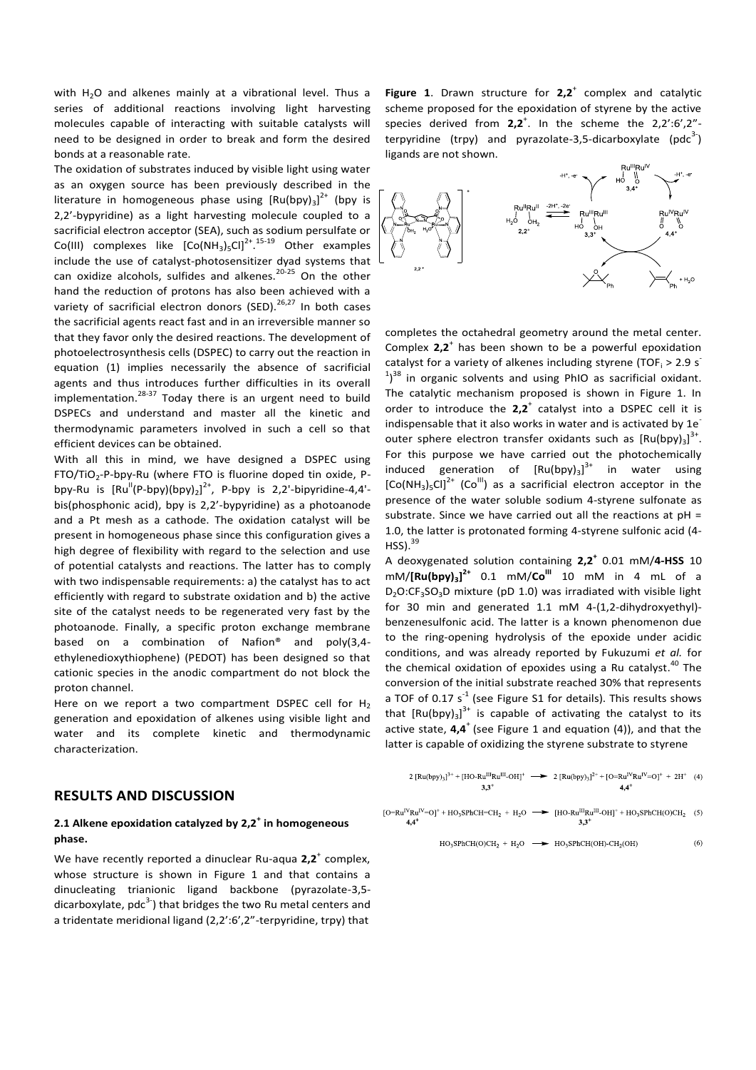with $H_2O$ and alkenes mainly at a vibrational level. Thus a series of additional reactions involving light harvesting molecules capable of interacting with suitable catalysts will need to be designed in order to break and form the desired bonds at a reasonable rate.

The oxidation of substrates induced by visible light using water as an oxygen source has been previously described in the literature in homogeneous phase using $[Ru(bpy)_3]^{2+}$ (bpy is 2,2'-bypyridine) as a light harvesting molecule coupled to a sacrificial electron acceptor (SEA), such as sodium persulfate or Co(III) complexes like $[Co(NH_3)_5Cl]^{2+}$.[15-19] Other examples include the use of catalyst-photosensitizer dyad systems that can oxidize alcohols, sulfides and alkenes.[20-25] On the other hand the reduction of protons has also been achieved with a variety of sacrificial electron donors (SED).[26,27] In both cases the sacrificial agents react fast and in an irreversible manner so that they favor only the desired reactions. The development of photoelectrosynthesis cells (DSPEC) to carry out the reaction in equation (1) implies necessarily the absence of sacrificial agents and thus introduces further difficulties in its overall implementation.[28-37] Today there is an urgent need to build DSPECs and understand and master all the kinetic and thermodynamic parameters involved in such a cell so that efficient devices can be obtained.

With all this in mind, we have designed a DSPEC using FTO/$TiO_2$-P-bpy-Ru (where FTO is fluorine doped tin oxide, P-bpy-Ru is $[Ru^{II}(P\text{-}bpy)(bpy)_2]^{2+}$, P-bpy is 2,2'-bipyridine-4,4'-bis(phosphonic acid), bpy is 2,2'-bypyridine) as a photoanode and a Pt mesh as a cathode. The oxidation catalyst will be present in homogeneous phase since this configuration gives a high degree of flexibility with regard to the selection and use of potential catalysts and reactions. The latter has to comply with two indispensable requirements: a) the catalyst has to act efficiently with regard to substrate oxidation and b) the active site of the catalyst needs to be regenerated very fast by the photoanode. Finally, a specific proton exchange membrane based on a combination of Nafion® and poly(3,4-ethylenedioxythiophene) (PEDOT) has been designed so that cationic species in the anodic compartment do not block the proton channel.

Here on we report a two compartment DSPEC cell for $H_2$ generation and epoxidation of alkenes using visible light and water and its complete kinetic and thermodynamic characterization.

## RESULTS AND DISCUSSION

### 2.1 Alkene epoxidation catalyzed by $2,2^+$ in homogeneous phase.

We have recently reported a dinuclear Ru-aqua $\mathbf{2,2^+}$ complex, whose structure is shown in Figure 1 and that contains a dinucleating trianionic ligand backbone (pyrazolate-3,5-dicarboxylate, $pdc^{3-}$) that bridges the two Ru metal centers and a tridentate meridional ligand (2,2':6',2"-terpyridine, trpy) that completes the octahedral geometry around the metal center. Complex $\mathbf{2,2^+}$ has been shown to be a powerful epoxidation catalyst for a variety of alkenes including styrene ($TOF_i > 2.9\ s^{-1}$)[38] in organic solvents and using PhIO as sacrificial oxidant. The catalytic mechanism proposed is shown in Figure 1. In order to introduce the $\mathbf{2,2^+}$ catalyst into a DSPEC cell it is indispensable that it also works in water and is activated by $1e^-$ outer sphere electron transfer oxidants such as $[Ru(bpy)_3]^{3+}$. For this purpose we have carried out the photochemically induced generation of $[Ru(bpy)_3]^{3+}$ in water using $[Co(NH_3)_5Cl]^{2+}$ ($Co^{III}$) as a sacrificial electron acceptor in the presence of the water soluble sodium 4-styrene sulfonate as substrate. Since we have carried out all the reactions at pH = 1.0, the latter is protonated forming 4-styrene sulfonic acid (4-HSS).[39]

**Figure 1**. Drawn structure for $\mathbf{2,2^+}$ complex and catalytic scheme proposed for the epoxidation of styrene by the active species derived from $\mathbf{2,2^+}$. In the scheme the 2,2':6',2"-terpyridine (trpy) and pyrazolate-3,5-dicarboxylate ($pdc^{3-}$) ligands are not shown.

A deoxygenated solution containing $\mathbf{2,2^+}$ 0.01 mM/**4-HSS** 10 mM/$\mathbf{[Ru(bpy)_3]^{2+}}$ 0.1 mM/$\mathbf{Co^{III}}$ 10 mM in 4 mL of a $D_2O$:$CF_3SO_3D$ mixture (pD 1.0) was irradiated with visible light for 30 min and generated 1.1 mM 4-(1,2-dihydroxyethyl)-benzenesulfonic acid. The latter is a known phenomenon due to the ring-opening hydrolysis of the epoxide under acidic conditions, and was already reported by Fukuzumi *et al.* for the chemical oxidation of epoxides using a Ru catalyst.[40] The conversion of the initial substrate reached 30% that represents a TOF of 0.17 $s^{-1}$ (see Figure S1 for details). This results shows that $[Ru(bpy)_3]^{3+}$ is capable of activating the catalyst to its active state, $\mathbf{4,4^+}$ (see Figure 1 and equation (4)), and that the latter is capable of oxidizing the styrene substrate to styrene

$$2\,[Ru(bpy)_3]^{3+} + \underset{\mathbf{3,3^+}}{[HO\text{-}Ru^{III}Ru^{III}\text{-}OH]^+} \longrightarrow 2\,[Ru(bpy)_3]^{2+} + \underset{\mathbf{4,4^+}}{[O{=}Ru^{IV}Ru^{IV}{=}O]^+} + 2H^+ \quad (4)$$

$$\underset{\mathbf{4,4^+}}{[O{=}Ru^{IV}Ru^{IV}{=}O]^+} + HO_3SPhCH{=}CH_2 + H_2O \longrightarrow \underset{\mathbf{3,3^+}}{[HO\text{-}Ru^{III}Ru^{III}\text{-}OH]^+} + HO_3SPhCH(O)CH_2 \quad (5)$$

$$HO_3SPhCH(O)CH_2 + H_2O \longrightarrow HO_3SPhCH(OH)\text{-}CH_2(OH) \quad (6)$$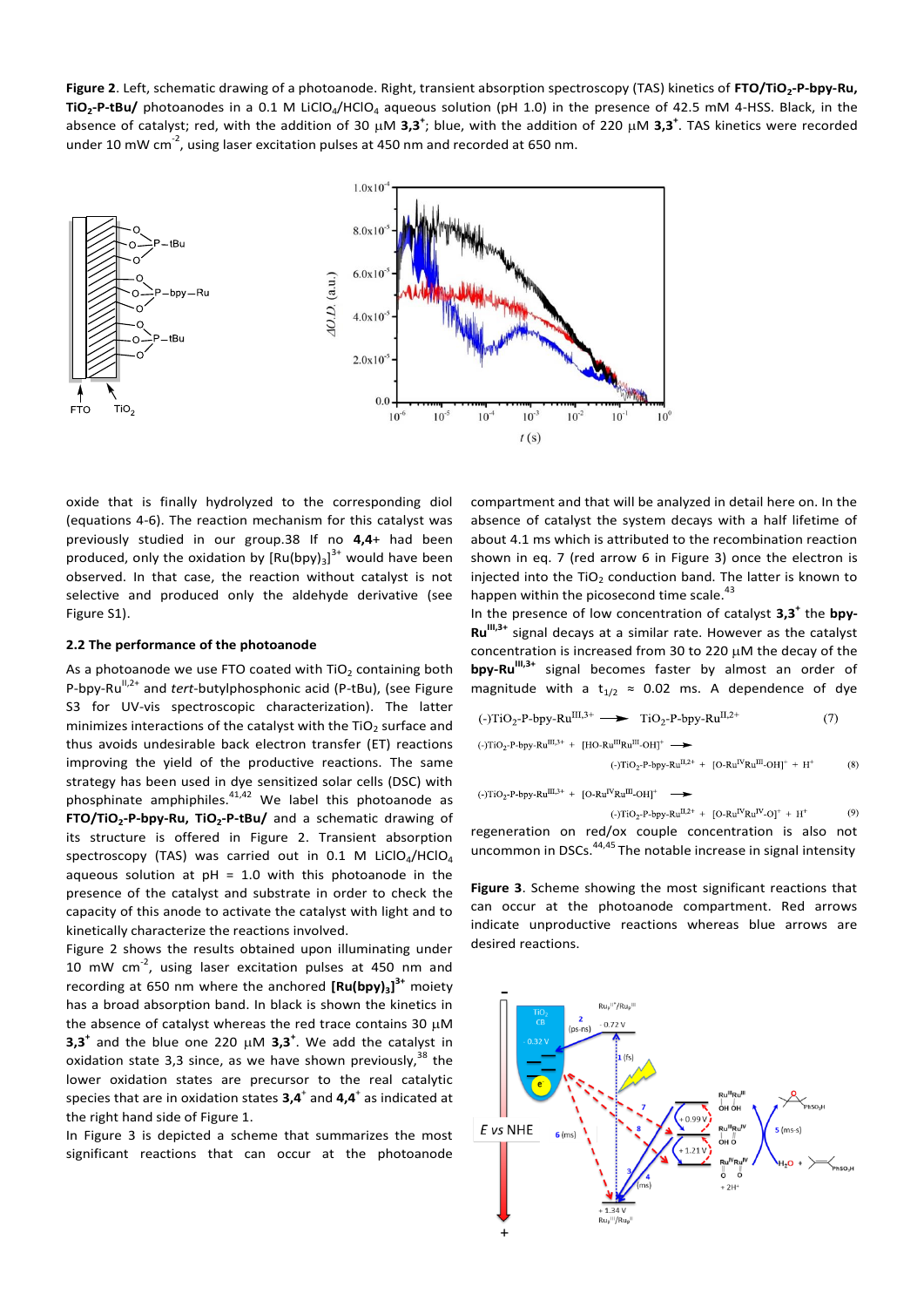**Figure 2**. Left, schematic drawing of a photoanode. Right, transient absorption spectroscopy (TAS) kinetics of **FTO/$TiO_2$-P-bpy-Ru, $TiO_2$-P-tBu/** photoanodes in a 0.1 M $LiClO_4$/$HClO_4$ aqueous solution (pH 1.0) in the presence of 42.5 mM 4-HSS. Black, in the absence of catalyst; red, with the addition of 30 μM **3,3**$^+$; blue, with the addition of 220 μM **3,3**$^+$. TAS kinetics were recorded under 10 mW cm$^{-2}$, using laser excitation pulses at 450 nm and recorded at 650 nm.

oxide that is finally hydrolyzed to the corresponding diol (equations 4-6). The reaction mechanism for this catalyst was previously studied in our group.[38] If no **4,4**+ had been produced, only the oxidation by $[Ru(bpy)_3]^{3+}$ would have been observed. In that case, the reaction without catalyst is not selective and produced only the aldehyde derivative (see Figure S1).

### 2.2 The performance of the photoanode

As a photoanode we use FTO coated with $TiO_2$ containing both P-bpy-$Ru^{II,2+}$ and *tert*-butylphosphonic acid (P-tBu), (see Figure S3 for UV-vis spectroscopic characterization). The latter minimizes interactions of the catalyst with the $TiO_2$ surface and thus avoids undesirable back electron transfer (ET) reactions improving the yield of the productive reactions. The same strategy has been used in dye sensitized solar cells (DSC) with phosphinate amphiphiles.[41,42] We label this photoanode as **FTO/$TiO_2$-P-bpy-Ru, $TiO_2$-P-tBu/** and a schematic drawing of its structure is offered in Figure 2. Transient absorption spectroscopy (TAS) was carried out in 0.1 M $LiClO_4$/$HClO_4$ aqueous solution at pH = 1.0 with this photoanode in the presence of the catalyst and substrate in order to check the capacity of this anode to activate the catalyst with light and to kinetically characterize the reactions involved.

Figure 2 shows the results obtained upon illuminating under 10 mW cm$^{-2}$, using laser excitation pulses at 450 nm and recording at 650 nm where the anchored **$[Ru(bpy)_3]^{3+}$** moiety has a broad absorption band. In black is shown the kinetics in the absence of catalyst whereas the red trace contains 30 μM **3,3**$^+$ and the blue one 220 μM **3,3**$^+$. We add the catalyst in oxidation state 3,3 since, as we have shown previously,[38] the lower oxidation states are precursor to the real catalytic species that are in oxidation states **3,4**$^+$ and **4,4**$^+$ as indicated at the right hand side of Figure 1.

In Figure 3 is depicted a scheme that summarizes the most significant reactions that can occur at the photoanode compartment and that will be analyzed in detail here on. In the absence of catalyst the system decays with a half lifetime of about 4.1 ms which is attributed to the recombination reaction shown in eq. 7 (red arrow 6 in Figure 3) once the electron is injected into the $TiO_2$ conduction band. The latter is known to happen within the picosecond time scale.[43]

In the presence of low concentration of catalyst **3,3**$^+$ the **bpy-$Ru^{III,3+}$** signal decays at a similar rate. However as the catalyst concentration is increased from 30 to 220 μM the decay of the **bpy-$Ru^{III,3+}$** signal becomes faster by almost an order of magnitude with $t_{1/2}$ ≈ 0.02 ms. A dependence of dye

$$(-)TiO_2\text{-P-bpy-}Ru^{III,3+} \longrightarrow TiO_2\text{-P-bpy-}Ru^{II,2+} \quad (7)$$

$$(-)TiO_2\text{-P-bpy-}Ru^{III,3+} + [HO\text{-}Ru^{III}Ru^{III}\text{-}OH]^+ \longrightarrow (-)TiO_2\text{-P-bpy-}Ru^{II,2+} + [O\text{-}Ru^{IV}Ru^{III}\text{-}OH]^+ + H^+ \quad (8)$$

$$(-)TiO_2\text{-P-bpy-}Ru^{III,3+} + [O\text{-}Ru^{IV}Ru^{III}\text{-}OH]^+ \longrightarrow (-)TiO_2\text{-P-bpy-}Ru^{II,2+} + [O\text{-}Ru^{IV}Ru^{IV}\text{-}O]^+ + H^+ \quad (9)$$

regeneration on red/ox couple concentration is also not uncommon in DSCs.[44,45] The notable increase in signal intensity

**Figure 3**. Scheme showing the most significant reactions that can occur at the photoanode compartment. Red arrows indicate unproductive reactions whereas blue arrows are desired reactions.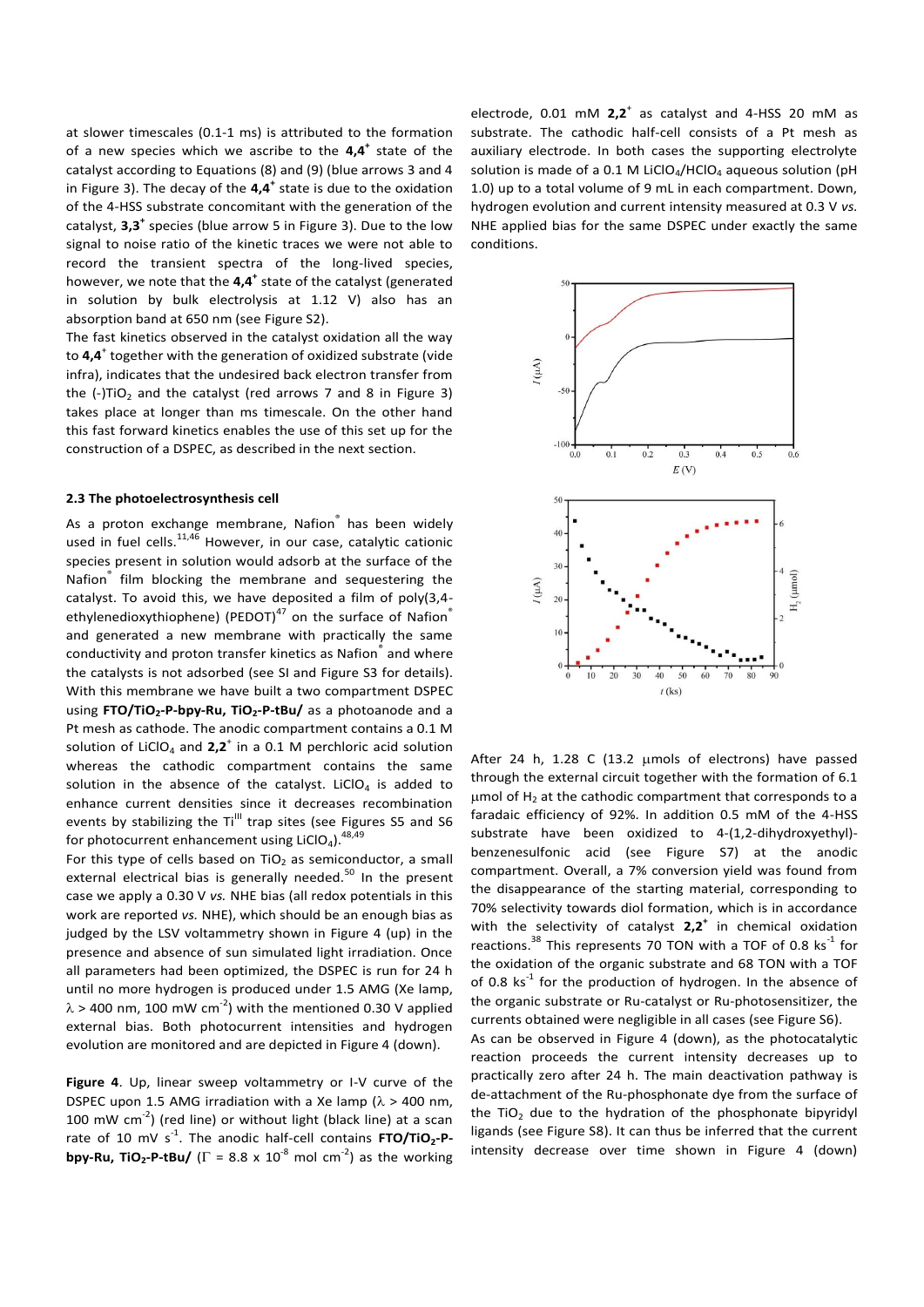at slower timescales (0.1-1 ms) is attributed to the formation of a new species which we ascribe to the **4,4$^+$** state of the catalyst according to Equations (8) and (9) (blue arrows 3 and 4 in Figure 3). The decay of the **4,4$^+$** state is due to the oxidation of the 4-HSS substrate concomitant with the generation of the catalyst, **3,3$^+$** species (blue arrow 5 in Figure 3). Due to the low signal to noise ratio of the kinetic traces we were not able to record the transient spectra of the long-lived species, however, we note that the **4,4$^+$** state of the catalyst (generated in solution by bulk electrolysis at 1.12 V) also has an absorption band at 650 nm (see Figure S2).

The fast kinetics observed in the catalyst oxidation all the way to **4,4$^+$** together with the generation of oxidized substrate (vide infra), indicates that the undesired back electron transfer from the (-)$TiO_2$ and the catalyst (red arrows 7 and 8 in Figure 3) takes place at longer than ms timescale. On the other hand this fast forward kinetics enables the use of this set up for the construction of a DSPEC, as described in the next section.

### 2.3 The photoelectrosynthesis cell

As a proton exchange membrane, Nafion® has been widely used in fuel cells.[11,46] However, in our case, catalytic cationic species present in solution would adsorb at the surface of the Nafion® film blocking the membrane and sequestering the catalyst. To avoid this, we have deposited a film of poly(3,4-ethylenedioxythiophene) (PEDOT)[47] on the surface of Nafion® and generated a new membrane with practically the same conductivity and proton transfer kinetics as Nafion® and where the catalysts is not adsorbed (see SI and Figure S3 for details). With this membrane we have built a two compartment DSPEC using **FTO/$TiO_2$-P-bpy-Ru, $TiO_2$-P-tBu/** as a photoanode and a Pt mesh as cathode. The anodic compartment contains a 0.1 M solution of $LiClO_4$ and **2,2$^+$** in a 0.1 M perchloric acid solution whereas the cathodic compartment contains the same solution in the absence of the catalyst. $LiClO_4$ is added to enhance current densities since it decreases recombination events by stabilizing the $Ti^{III}$ trap sites (see Figures S5 and S6 for photocurrent enhancement using $LiClO_4$).[48,49]

For this type of cells based on $TiO_2$ as semiconductor, a small external electrical bias is generally needed.[50] In the present case we apply a 0.30 V *vs.* NHE bias (all redox potentials in this work are reported *vs.* NHE), which should be an enough bias as judged by the LSV voltammetry shown in Figure 4 (up) in the presence and absence of sun simulated light irradiation. Once all parameters had been optimized, the DSPEC is run for 24 h until no more hydrogen is produced under 1.5 AMG (Xe lamp, $\lambda$ > 400 nm, 100 mW cm$^{-2}$) with the mentioned 0.30 V applied external bias. Both photocurrent intensities and hydrogen evolution are monitored and are depicted in Figure 4 (down).

**Figure 4**. Up, linear sweep voltammetry or I-V curve of the DSPEC upon 1.5 AMG irradiation with a Xe lamp ($\lambda$ > 400 nm, 100 mW cm$^{-2}$) (red line) or without light (black line) at a scan rate of 10 mV s$^{-1}$. The anodic half-cell contains **FTO/$TiO_2$-P-bpy-Ru, $TiO_2$-P-tBu/** ($\Gamma$ = 8.8 x $10^{-8}$ mol cm$^{-2}$) as the working electrode, 0.01 mM **2,2$^+$** as catalyst and 4-HSS 20 mM as substrate. The cathodic half-cell consists of a Pt mesh as auxiliary electrode. In both cases the supporting electrolyte solution is made of a 0.1 M $LiClO_4$/$HClO_4$ aqueous solution (pH 1.0) up to a total volume of 9 mL in each compartment. Down, hydrogen evolution and current intensity measured at 0.3 V *vs.* NHE applied bias for the same DSPEC under exactly the same conditions.

After 24 h, 1.28 C (13.2 µmols of electrons) have passed through the external circuit together with the formation of 6.1 µmol of $H_2$ at the cathodic compartment that corresponds to a faradaic efficiency of 92%. In addition 0.5 mM of the 4-HSS substrate have been oxidized to 4-(1,2-dihydroxyethyl)-benzenesulfonic acid (see Figure S7) at the anodic compartment. Overall, a 7% conversion yield was found from the disappearance of the starting material, corresponding to 70% selectivity towards diol formation, which is in accordance with the selectivity of catalyst **2,2$^+$** in chemical oxidation reactions.[38] This represents 70 TON with a TOF of 0.8 ks$^{-1}$ for the oxidation of the organic substrate and 68 TON with a TOF of 0.8 ks$^{-1}$ for the production of hydrogen. In the absence of the organic substrate or Ru-catalyst or Ru-photosensitizer, the currents obtained were negligible in all cases (see Figure S6).

As can be observed in Figure 4 (down), as the photocatalytic reaction proceeds the current intensity decreases up to practically zero after 24 h. The main deactivation pathway is de-attachment of the Ru-phosphonate dye from the surface of the $TiO_2$ due to the hydration of the phosphonate bipyridyl ligands (see Figure S8). It can thus be inferred that the current intensity decrease over time shown in Figure 4 (down)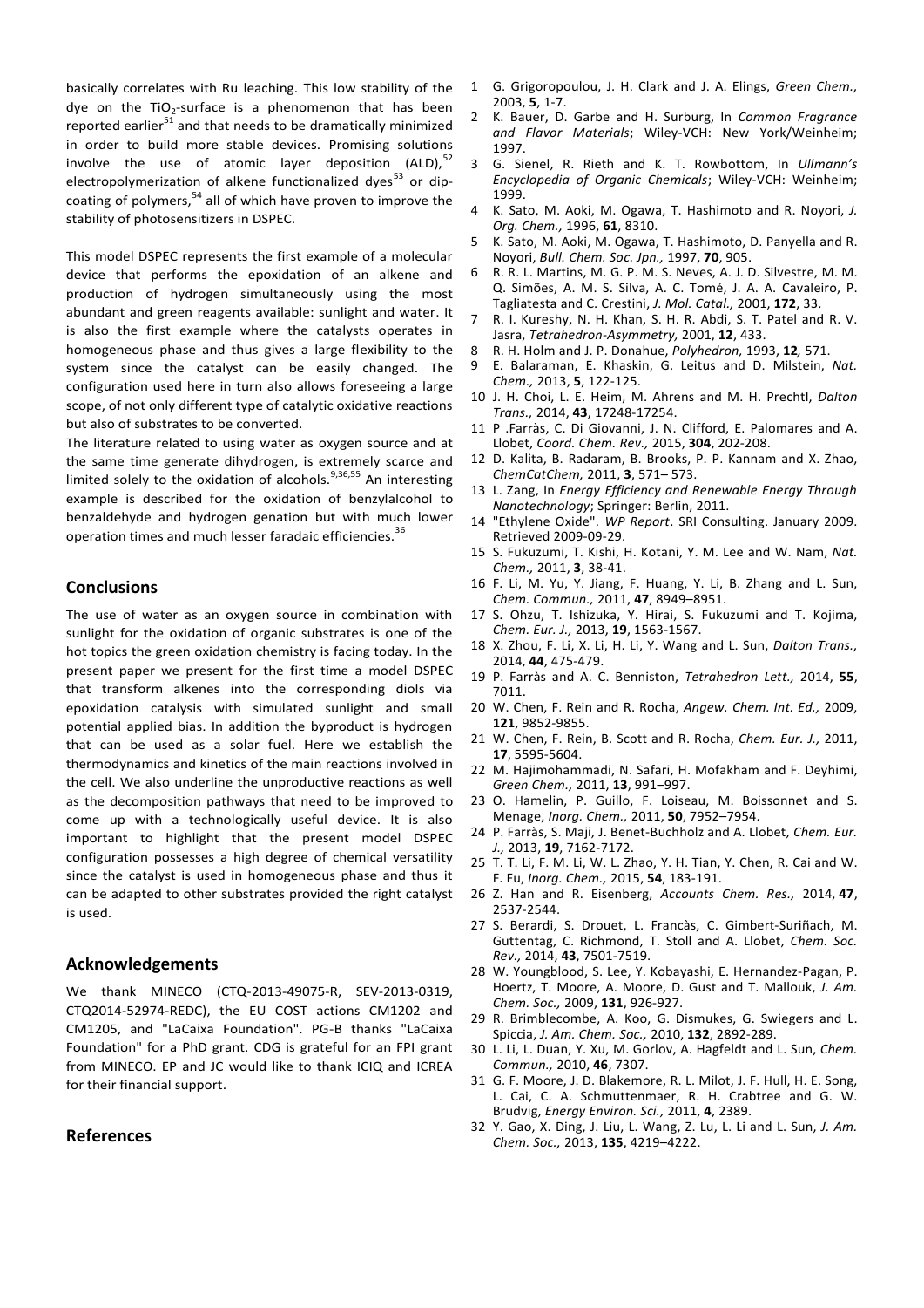basically correlates with Ru leaching. This low stability of the dye on the $TiO_2$-surface is a phenomenon that has been reported earlier[51] and that needs to be dramatically minimized in order to build more stable devices. Promising solutions involve the use of atomic layer deposition (ALD),[52] electropolymerization of alkene functionalized dyes[53] or dip-coating of polymers,[54] all of which have proven to improve the stability of photosensitizers in DSPEC.

This model DSPEC represents the first example of a molecular device that performs the epoxidation of an alkene and production of hydrogen simultaneously using the most abundant and green reagents available: sunlight and water. It is also the first example where the catalysts operates in homogeneous phase and thus gives a large flexibility to the system since the catalyst can be easily changed. The configuration used here in turn also allows foreseeing a large scope, of not only different type of catalytic oxidative reactions but also of substrates to be converted.

The literature related to using water as oxygen source and at the same time generate dihydrogen, is extremely scarce and limited solely to the oxidation of alcohols.[9,36,55] An interesting example is described for the oxidation of benzylalcohol to benzaldehyde and hydrogen genation but with much lower operation times and much lesser faradaic efficiencies.[36]

## Conclusions

The use of water as an oxygen source in combination with sunlight for the oxidation of organic substrates is one of the hot topics the green oxidation chemistry is facing today. In the present paper we present for the first time a model DSPEC that transform alkenes into the corresponding diols via epoxidation catalysis with simulated sunlight and small potential applied bias. In addition the byproduct is hydrogen that can be used as a solar fuel. Here we establish the thermodynamics and kinetics of the main reactions involved in the cell. We also underline the unproductive reactions as well as the decomposition pathways that need to be improved to come up with a technologically useful device. It is also important to highlight that the present model DSPEC configuration possesses a high degree of chemical versatility since the catalyst is used in homogeneous phase and thus it can be adapted to other substrates provided the right catalyst is used.

## Acknowledgements

We thank MINECO (CTQ-2013-49075-R, SEV-2013-0319, CTQ2014-52974-REDC), the EU COST actions CM1202 and CM1205, and "LaCaixa Foundation". PG-B thanks "LaCaixa Foundation" for a PhD grant. CDG is grateful for an FPI grant from MINECO. EP and JC would like to thank ICIQ and ICREA for their financial support.

## References

1 G. Grigoropoulou, J. H. Clark and J. A. Elings, *Green Chem.,* 2003, **5**, 1-7.
2 K. Bauer, D. Garbe and H. Surburg, In *Common Fragrance and Flavor Materials*; Wiley-VCH: New York/Weinheim; 1997.
3 G. Sienel, R. Rieth and K. T. Rowbottom, In *Ullmann's Encyclopedia of Organic Chemicals*; Wiley-VCH: Weinheim; 1999.
4 K. Sato, M. Aoki, M. Ogawa, T. Hashimoto and R. Noyori, *J. Org. Chem.,* 1996, **61**, 8310.
5 K. Sato, M. Aoki, M. Ogawa, T. Hashimoto, D. Panyella and R. Noyori, *Bull. Chem. Soc. Jpn.,* 1997, **70**, 905.
6 R. R. L. Martins, M. G. P. M. S. Neves, A. J. D. Silvestre, M. M. Q. Simões, A. M. S. Silva, A. C. Tomé, J. A. A. Cavaleiro, P. Tagliatesta and C. Crestini, *J. Mol. Catal.,* 2001, **172**, 33.
7 R. I. Kureshy, N. H. Khan, S. H. R. Abdi, S. T. Patel and R. V. Jasra, *Tetrahedron-Asymmetry,* 2001, **12**, 433.
8 R. H. Holm and J. P. Donahue, *Polyhedron,* 1993, **12***,* 571.
9 E. Balaraman, E. Khaskin, G. Leitus and D. Milstein, *Nat. Chem.,* 2013, **5**, 122-125.
10 J. H. Choi, L. E. Heim, M. Ahrens and M. H. Prechtl, *Dalton Trans.,* 2014, **43**, 17248-17254.
11 P .Farràs, C. Di Giovanni, J. N. Clifford, E. Palomares and A. Llobet, *Coord. Chem. Rev.,* 2015, **304**, 202-208.
12 D. Kalita, B. Radaram, B. Brooks, P. P. Kannam and X. Zhao, *ChemCatChem,* 2011, **3**, 571– 573.
13 L. Zang, In *Energy Efficiency and Renewable Energy Through Nanotechnology*; Springer: Berlin, 2011.
14 "Ethylene Oxide". *WP Report*. SRI Consulting. January 2009. Retrieved 2009-09-29.
15 S. Fukuzumi, T. Kishi, H. Kotani, Y. M. Lee and W. Nam, *Nat. Chem.,* 2011, **3**, 38-41.
16 F. Li, M. Yu, Y. Jiang, F. Huang, Y. Li, B. Zhang and L. Sun, *Chem. Commun.,* 2011, **47**, 8949–8951.
17 S. Ohzu, T. Ishizuka, Y. Hirai, S. Fukuzumi and T. Kojima, *Chem. Eur. J.,* 2013, **19**, 1563-1567.
18 X. Zhou, F. Li, X. Li, H. Li, Y. Wang and L. Sun, *Dalton Trans.,* 2014, **44**, 475-479.
19 P. Farràs and A. C. Benniston, *Tetrahedron Lett.,* 2014, **55**, 7011.
20 W. Chen, F. Rein and R. Rocha, *Angew. Chem. Int. Ed.,* 2009, **121**, 9852-9855.
21 W. Chen, F. Rein, B. Scott and R. Rocha, *Chem. Eur. J.,* 2011, **17**, 5595-5604.
22 M. Hajimohammadi, N. Safari, H. Mofakham and F. Deyhimi, *Green Chem.,* 2011, **13**, 991–997.
23 O. Hamelin, P. Guillo, F. Loiseau, M. Boissonnet and S. Menage, *Inorg. Chem.,* 2011, **50**, 7952–7954.
24 P. Farràs, S. Maji, J. Benet-Buchholz and A. Llobet, *Chem. Eur. J.,* 2013, **19**, 7162-7172.
25 T. T. Li, F. M. Li, W. L. Zhao, Y. H. Tian, Y. Chen, R. Cai and W. F. Fu, *Inorg. Chem.,* 2015, **54**, 183-191.
26 Z. Han and R. Eisenberg, *Accounts Chem. Res.,* 2014, **47**, 2537-2544.
27 S. Berardi, S. Drouet, L. Francàs, C. Gimbert-Suriñach, M. Guttentag, C. Richmond, T. Stoll and A. Llobet, *Chem. Soc. Rev.,* 2014, **43**, 7501-7519.
28 W. Youngblood, S. Lee, Y. Kobayashi, E. Hernandez-Pagan, P. Hoertz, T. Moore, A. Moore, D. Gust and T. Mallouk, *J. Am. Chem. Soc.,* 2009, **131**, 926-927.
29 R. Brimblecombe, A. Koo, G. Dismukes, G. Swiegers and L. Spiccia, *J. Am. Chem. Soc.,* 2010, **132**, 2892-289.
30 L. Li, L. Duan, Y. Xu, M. Gorlov, A. Hagfeldt and L. Sun, *Chem. Commun.,* 2010, **46**, 7307.
31 G. F. Moore, J. D. Blakemore, R. L. Milot, J. F. Hull, H. E. Song, L. Cai, C. A. Schmuttenmaer, R. H. Crabtree and G. W. Brudvig, *Energy Environ. Sci.,* 2011, **4**, 2389.
32 Y. Gao, X. Ding, J. Liu, L. Wang, Z. Lu, L. Li and L. Sun, *J. Am. Chem. Soc.,* 2013, **135**, 4219–4222.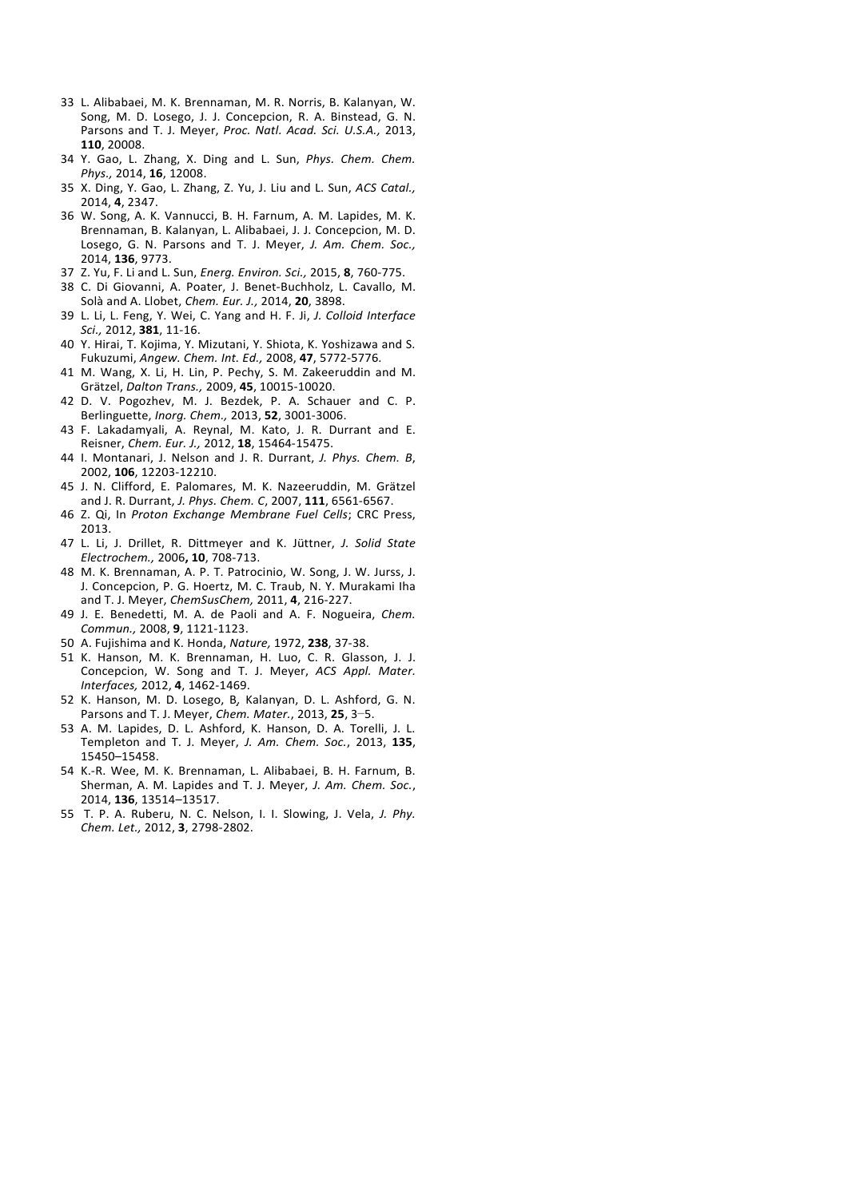33 L. Alibabaei, M. K. Brennaman, M. R. Norris, B. Kalanyan, W. Song, M. D. Losego, J. J. Concepcion, R. A. Binstead, G. N. Parsons and T. J. Meyer, *Proc. Natl. Acad. Sci. U.S.A.,* 2013, **110**, 20008.

34 Y. Gao, L. Zhang, X. Ding and L. Sun, *Phys. Chem. Chem. Phys.,* 2014, **16**, 12008.

35 X. Ding, Y. Gao, L. Zhang, Z. Yu, J. Liu and L. Sun, *ACS Catal.,* 2014, **4**, 2347.

36 W. Song, A. K. Vannucci, B. H. Farnum, A. M. Lapides, M. K. Brennaman, B. Kalanyan, L. Alibabaei, J. J. Concepcion, M. D. Losego, G. N. Parsons and T. J. Meyer, *J. Am. Chem. Soc.,* 2014, **136**, 9773.

37 Z. Yu, F. Li and L. Sun, *Energ. Environ. Sci.,* 2015, **8**, 760-775.

38 C. Di Giovanni, A. Poater, J. Benet-Buchholz, L. Cavallo, M. Solà and A. Llobet, *Chem. Eur. J.,* 2014, **20**, 3898.

39 L. Li, L. Feng, Y. Wei, C. Yang and H. F. Ji, *J. Colloid Interface Sci.,* 2012, **381**, 11-16.

40 Y. Hirai, T. Kojima, Y. Mizutani, Y. Shiota, K. Yoshizawa and S. Fukuzumi, *Angew. Chem. Int. Ed.,* 2008, **47**, 5772-5776.

41 M. Wang, X. Li, H. Lin, P. Pechy, S. M. Zakeeruddin and M. Grätzel, *Dalton Trans.,* 2009, **45**, 10015-10020.

42 D. V. Pogozhev, M. J. Bezdek, P. A. Schauer and C. P. Berlinguette, *Inorg. Chem.,* 2013, **52**, 3001-3006.

43 F. Lakadamyali, A. Reynal, M. Kato, J. R. Durrant and E. Reisner, *Chem. Eur. J.,* 2012, **18**, 15464-15475.

44 I. Montanari, J. Nelson and J. R. Durrant, *J. Phys. Chem. B*, 2002, **106**, 12203-12210.

45 J. N. Clifford, E. Palomares, M. K. Nazeeruddin, M. Grätzel and J. R. Durrant, *J. Phys. Chem. C*, 2007, **111**, 6561-6567.

46 Z. Qi, In *Proton Exchange Membrane Fuel Cells*; CRC Press, 2013.

47 L. Li, J. Drillet, R. Dittmeyer and K. Jüttner, *J. Solid State Electrochem.,* 2006**, 10**, 708-713.

48 M. K. Brennaman, A. P. T. Patrocinio, W. Song, J. W. Jurss, J. J. Concepcion, P. G. Hoertz, M. C. Traub, N. Y. Murakami Iha and T. J. Meyer, *ChemSusChem,* 2011, **4**, 216-227.

49 J. E. Benedetti, M. A. de Paoli and A. F. Nogueira, *Chem. Commun.,* 2008, **9**, 1121-1123.

50 A. Fujishima and K. Honda, *Nature,* 1972, **238**, 37-38.

51 K. Hanson, M. K. Brennaman, H. Luo, C. R. Glasson, J. J. Concepcion, W. Song and T. J. Meyer, *ACS Appl. Mater. Interfaces,* 2012, **4**, 1462-1469.

52 K. Hanson, M. D. Losego, B*,* Kalanyan, D. L. Ashford, G. N. Parsons and T. J. Meyer, *Chem. Mater.*, 2013, **25**, 3–5.

53 A. M. Lapides, D. L. Ashford, K. Hanson, D. A. Torelli, J. L. Templeton and T. J. Meyer, *J. Am. Chem. Soc.*, 2013, **135**, 15450–15458.

54 K.-R. Wee, M. K. Brennaman, L. Alibabaei, B. H. Farnum, B. Sherman, A. M. Lapides and T. J. Meyer, *J. Am. Chem. Soc.*, 2014, **136**, 13514–13517.

55 T. P. A. Ruberu, N. C. Nelson, I. I. Slowing, J. Vela, *J. Phy. Chem. Let.,* 2012, **3**, 2798-2802.